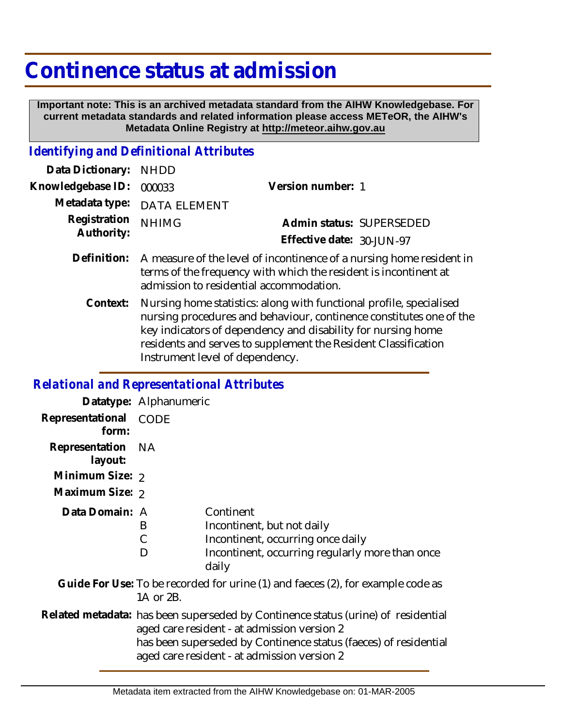# Continence status at admission

**Important note: This is an archived metadata standard from the AIHW Knowledgebase. For current metadata standards and related information please access METeOR, the AIHW's Metadata Online Registry at http://meteor.aihw.gov.au**

## *Identifying and Definitional Attributes*

**Data Dictionary:** NHDD

**Knowledgebase ID:** 000033

**Version number:** 1

**Metadata type:** DATA ELEMENT

**Registration Authority:** NHIMG

**Admin status:** SUPERSEDED

**Effective date:** 30-JUN-97

**Definition:** A measure of the level of incontinence of a nursing home resident in terms of the frequency with which the resident is incontinent at admission to residential accommodation.

**Context:** Nursing home statistics: along with functional profile, specialised nursing procedures and behaviour, continence constitutes one of the key indicators of dependency and disability for nursing home residents and serves to supplement the Resident Classification Instrument level of dependency.

## *Relational and Representational Attributes*

**Datatype:** Alphanumeric

**Representational form:** CODE

**Representation layout:** NA

**Minimum Size:** 2

**Maximum Size:** 2

**Data Domain:**

| Code | Description |
| --- | --- |
| A | Continent |
| B | Incontinent, but not daily |
| C | Incontinent, occurring once daily |
| D | Incontinent, occurring regularly more than once daily |

**Guide For Use:** To be recorded for urine (1) and faeces (2), for example code as 1A or 2B.

**Related metadata:** has been superseded by Continence status (urine) of residential aged care resident - at admission version 2
has been superseded by Continence status (faeces) of residential aged care resident - at admission version 2

Metadata item extracted from the AIHW Knowledgebase on: 01-MAR-2005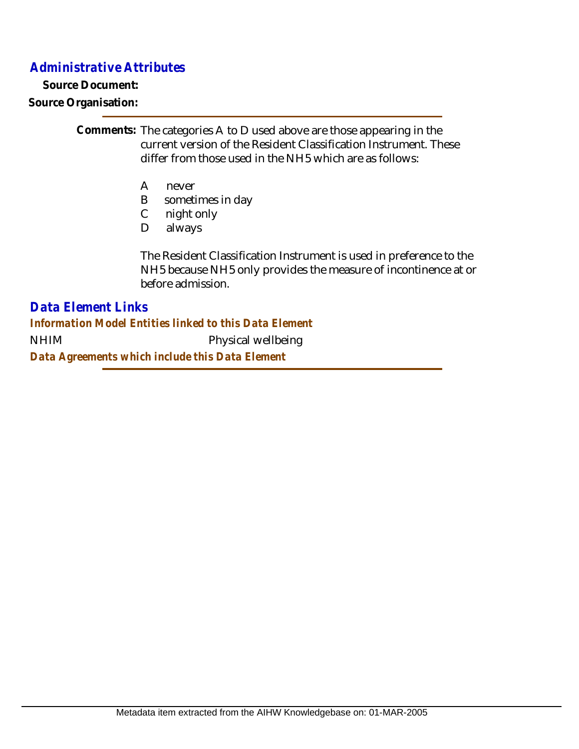## Administrative Attributes

**Source Document:**

**Source Organisation:**

---

**Comments:** The categories A to D used above are those appearing in the current version of the Resident Classification Instrument. These differ from those used in the NH5 which are as follows:

A never
B sometimes in day
C night only
D always

The Resident Classification Instrument is used in preference to the NH5 because NH5 only provides the measure of incontinence at or before admission.

## Data Element Links

***Information Model Entities linked to this Data Element***

| | |
|---|---|
| NHIM | Physical wellbeing |

***Data Agreements which include this Data Element***

---

Metadata item extracted from the AIHW Knowledgebase on: 01-MAR-2005